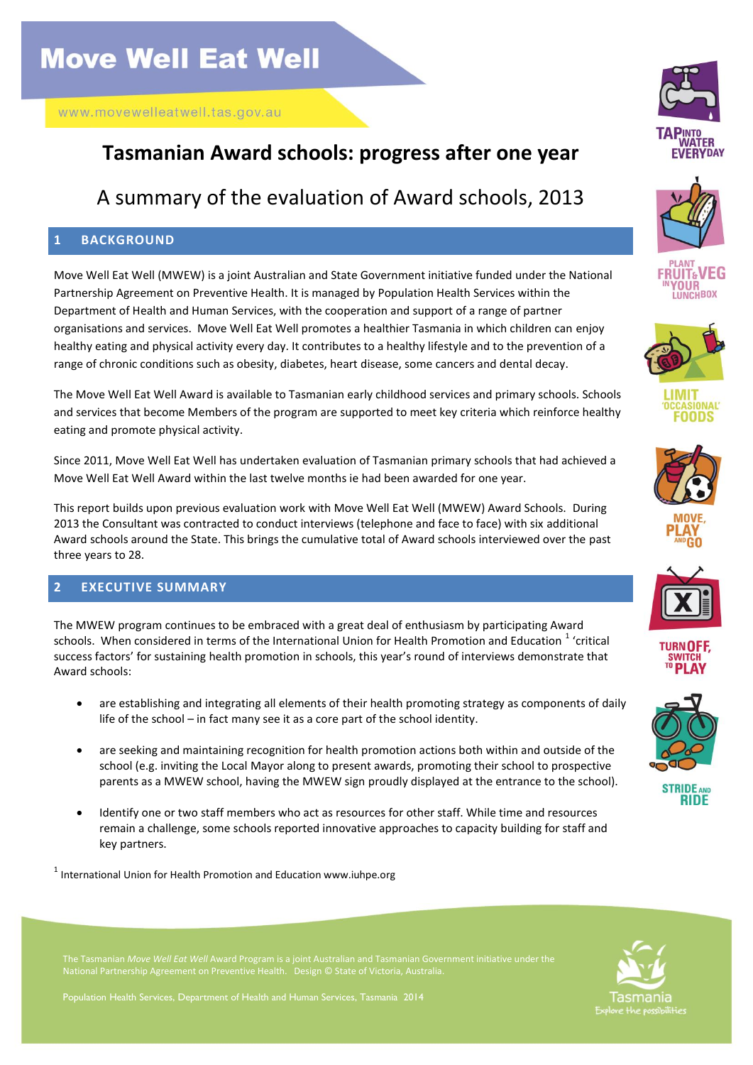# Move Well Eat Well

www.movewelleatwell.tas.gov.au

## Tasmanian Award schools: progress after one year

### A summary of the evaluation of Award schools, 2013

## 1 BACKGROUND

Move Well Eat Well (MWEW) is a joint Australian and State Government initiative funded under the National Partnership Agreement on Preventive Health. It is managed by Population Health Services within the Department of Health and Human Services, with the cooperation and support of a range of partner organisations and services. Move Well Eat Well promotes a healthier Tasmania in which children can enjoy healthy eating and physical activity every day. It contributes to a healthy lifestyle and to the prevention of a range of chronic conditions such as obesity, diabetes, heart disease, some cancers and dental decay.

The Move Well Eat Well Award is available to Tasmanian early childhood services and primary schools. Schools and services that become Members of the program are supported to meet key criteria which reinforce healthy eating and promote physical activity.

Since 2011, Move Well Eat Well has undertaken evaluation of Tasmanian primary schools that had achieved a Move Well Eat Well Award within the last twelve months ie had been awarded for one year.

This report builds upon previous evaluation work with Move Well Eat Well (MWEW) Award Schools. During 2013 the Consultant was contracted to conduct interviews (telephone and face to face) with six additional Award schools around the State. This brings the cumulative total of Award schools interviewed over the past three years to 28.

## 2 EXECUTIVE SUMMARY

The MWEW program continues to be embraced with a great deal of enthusiasm by participating Award schools. When considered in terms of the International Union for Health Promotion and Education [1] 'critical success factors' for sustaining health promotion in schools, this year's round of interviews demonstrate that Award schools:

- are establishing and integrating all elements of their health promoting strategy as components of daily life of the school – in fact many see it as a core part of the school identity.
- are seeking and maintaining recognition for health promotion actions both within and outside of the school (e.g. inviting the Local Mayor along to present awards, promoting their school to prospective parents as a MWEW school, having the MWEW sign proudly displayed at the entrance to the school).
- Identify one or two staff members who act as resources for other staff. While time and resources remain a challenge, some schools reported innovative approaches to capacity building for staff and key partners.

[1] International Union for Health Promotion and Education www.iuhpe.org

TAP INTO WATER EVERYDAY

PLANT FRUIT & VEG IN YOUR LUNCHBOX

LIMIT 'OCCASIONAL' FOODS

MOVE, PLAY AND GO

TURN OFF, SWITCH TO PLAY

STRIDE AND RIDE

The Tasmanian *Move Well Eat Well* Award Program is a joint Australian and Tasmanian Government initiative under the National Partnership Agreement on Preventive Health. Design © State of Victoria, Australia.

Population Health Services, Department of Health and Human Services, Tasmania 2014

Tasmania
Explore the possibilities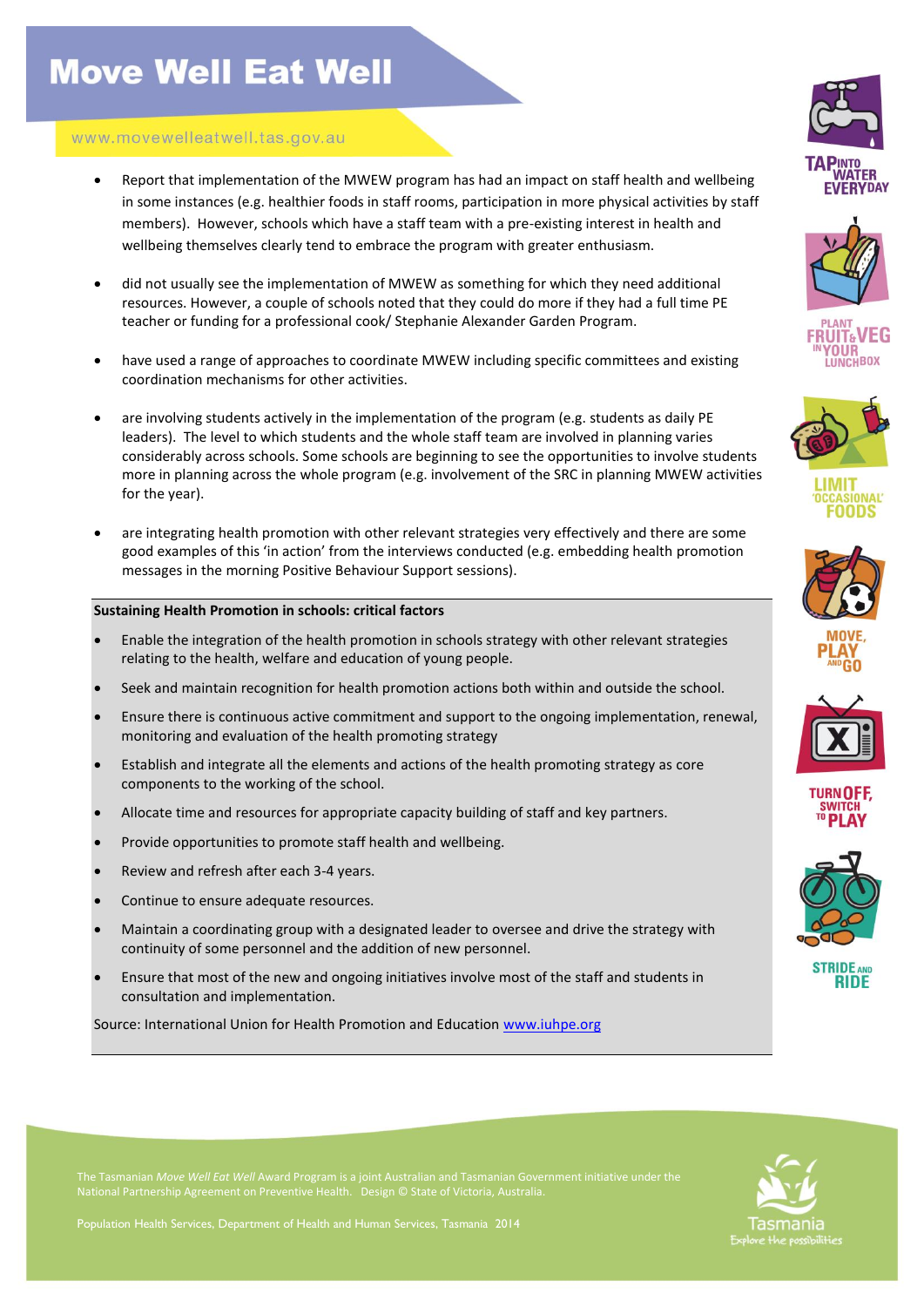- Report that implementation of the MWEW program has had an impact on staff health and wellbeing in some instances (e.g. healthier foods in staff rooms, participation in more physical activities by staff members). However, schools which have a staff team with a pre-existing interest in health and wellbeing themselves clearly tend to embrace the program with greater enthusiasm.

- did not usually see the implementation of MWEW as something for which they need additional resources. However, a couple of schools noted that they could do more if they had a full time PE teacher or funding for a professional cook/ Stephanie Alexander Garden Program.

- have used a range of approaches to coordinate MWEW including specific committees and existing coordination mechanisms for other activities.

- are involving students actively in the implementation of the program (e.g. students as daily PE leaders). The level to which students and the whole staff team are involved in planning varies considerably across schools. Some schools are beginning to see the opportunities to involve students more in planning across the whole program (e.g. involvement of the SRC in planning MWEW activities for the year).

- are integrating health promotion with other relevant strategies very effectively and there are some good examples of this 'in action' from the interviews conducted (e.g. embedding health promotion messages in the morning Positive Behaviour Support sessions).

**Sustaining Health Promotion in schools: critical factors**

- Enable the integration of the health promotion in schools strategy with other relevant strategies relating to the health, welfare and education of young people.
- Seek and maintain recognition for health promotion actions both within and outside the school.
- Ensure there is continuous active commitment and support to the ongoing implementation, renewal, monitoring and evaluation of the health promoting strategy
- Establish and integrate all the elements and actions of the health promoting strategy as core components to the working of the school.
- Allocate time and resources for appropriate capacity building of staff and key partners.
- Provide opportunities to promote staff health and wellbeing.
- Review and refresh after each 3-4 years.
- Continue to ensure adequate resources.
- Maintain a coordinating group with a designated leader to oversee and drive the strategy with continuity of some personnel and the addition of new personnel.
- Ensure that most of the new and ongoing initiatives involve most of the staff and students in consultation and implementation.

Source: International Union for Health Promotion and Education www.iuhpe.org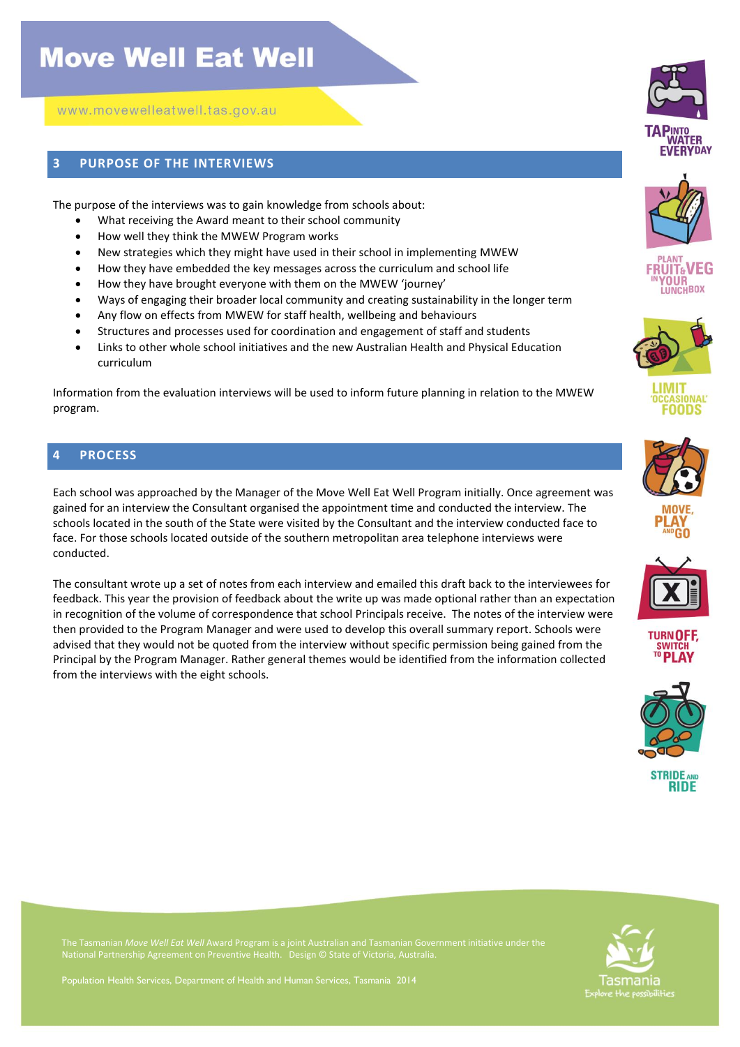## 3 PURPOSE OF THE INTERVIEWS

The purpose of the interviews was to gain knowledge from schools about:

- What receiving the Award meant to their school community
- How well they think the MWEW Program works
- New strategies which they might have used in their school in implementing MWEW
- How they have embedded the key messages across the curriculum and school life
- How they have brought everyone with them on the MWEW 'journey'
- Ways of engaging their broader local community and creating sustainability in the longer term
- Any flow on effects from MWEW for staff health, wellbeing and behaviours
- Structures and processes used for coordination and engagement of staff and students
- Links to other whole school initiatives and the new Australian Health and Physical Education curriculum

Information from the evaluation interviews will be used to inform future planning in relation to the MWEW program.

## 4 PROCESS

Each school was approached by the Manager of the Move Well Eat Well Program initially. Once agreement was gained for an interview the Consultant organised the appointment time and conducted the interview. The schools located in the south of the State were visited by the Consultant and the interview conducted face to face. For those schools located outside of the southern metropolitan area telephone interviews were conducted.

The consultant wrote up a set of notes from each interview and emailed this draft back to the interviewees for feedback. This year the provision of feedback about the write up was made optional rather than an expectation in recognition of the volume of correspondence that school Principals receive. The notes of the interview were then provided to the Program Manager and were used to develop this overall summary report. Schools were advised that they would not be quoted from the interview without specific permission being gained from the Principal by the Program Manager. Rather general themes would be identified from the information collected from the interviews with the eight schools.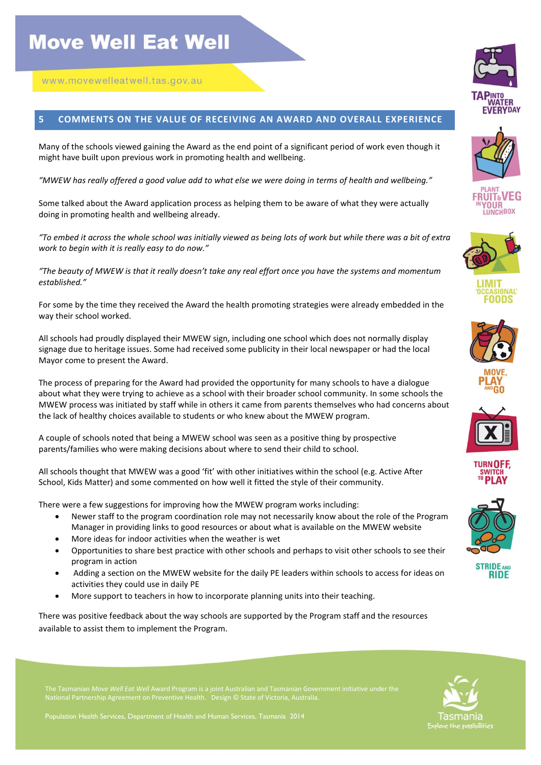## 5 COMMENTS ON THE VALUE OF RECEIVING AN AWARD AND OVERALL EXPERIENCE

Many of the schools viewed gaining the Award as the end point of a significant period of work even though it might have built upon previous work in promoting health and wellbeing.

*"MWEW has really offered a good value add to what else we were doing in terms of health and wellbeing."*

Some talked about the Award application process as helping them to be aware of what they were actually doing in promoting health and wellbeing already.

*"To embed it across the whole school was initially viewed as being lots of work but while there was a bit of extra work to begin with it is really easy to do now."*

*"The beauty of MWEW is that it really doesn't take any real effort once you have the systems and momentum established."*

For some by the time they received the Award the health promoting strategies were already embedded in the way their school worked.

All schools had proudly displayed their MWEW sign, including one school which does not normally display signage due to heritage issues. Some had received some publicity in their local newspaper or had the local Mayor come to present the Award.

The process of preparing for the Award had provided the opportunity for many schools to have a dialogue about what they were trying to achieve as a school with their broader school community. In some schools the MWEW process was initiated by staff while in others it came from parents themselves who had concerns about the lack of healthy choices available to students or who knew about the MWEW program.

A couple of schools noted that being a MWEW school was seen as a positive thing by prospective parents/families who were making decisions about where to send their child to school.

All schools thought that MWEW was a good 'fit' with other initiatives within the school (e.g. Active After School, Kids Matter) and some commented on how well it fitted the style of their community.

There were a few suggestions for improving how the MWEW program works including:

- Newer staff to the program coordination role may not necessarily know about the role of the Program Manager in providing links to good resources or about what is available on the MWEW website
- More ideas for indoor activities when the weather is wet
- Opportunities to share best practice with other schools and perhaps to visit other schools to see their program in action
- Adding a section on the MWEW website for the daily PE leaders within schools to access for ideas on activities they could use in daily PE
- More support to teachers in how to incorporate planning units into their teaching.

There was positive feedback about the way schools are supported by the Program staff and the resources available to assist them to implement the Program.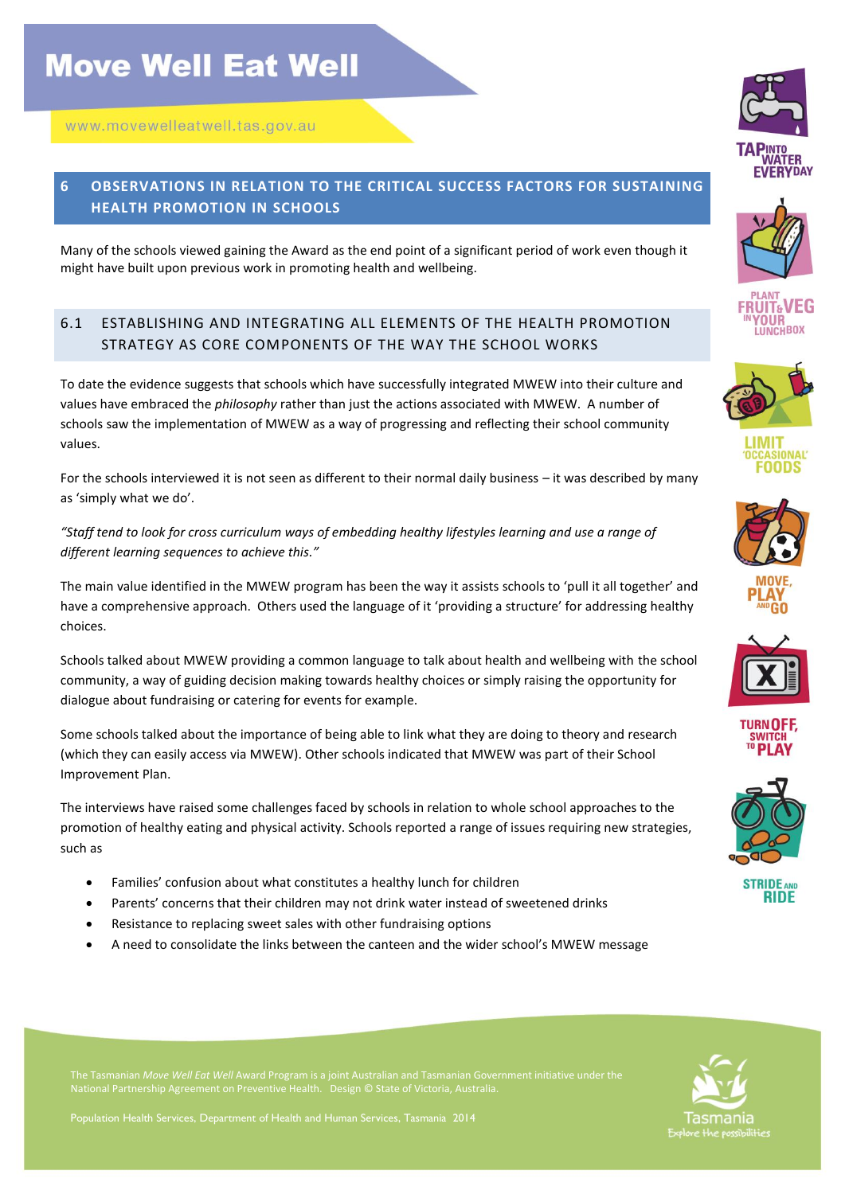## 6 OBSERVATIONS IN RELATION TO THE CRITICAL SUCCESS FACTORS FOR SUSTAINING HEALTH PROMOTION IN SCHOOLS

Many of the schools viewed gaining the Award as the end point of a significant period of work even though it might have built upon previous work in promoting health and wellbeing.

### 6.1 ESTABLISHING AND INTEGRATING ALL ELEMENTS OF THE HEALTH PROMOTION STRATEGY AS CORE COMPONENTS OF THE WAY THE SCHOOL WORKS

To date the evidence suggests that schools which have successfully integrated MWEW into their culture and values have embraced the *philosophy* rather than just the actions associated with MWEW. A number of schools saw the implementation of MWEW as a way of progressing and reflecting their school community values.

For the schools interviewed it is not seen as different to their normal daily business – it was described by many as 'simply what we do'.

*"Staff tend to look for cross curriculum ways of embedding healthy lifestyles learning and use a range of different learning sequences to achieve this."*

The main value identified in the MWEW program has been the way it assists schools to 'pull it all together' and have a comprehensive approach. Others used the language of it 'providing a structure' for addressing healthy choices.

Schools talked about MWEW providing a common language to talk about health and wellbeing with the school community, a way of guiding decision making towards healthy choices or simply raising the opportunity for dialogue about fundraising or catering for events for example.

Some schools talked about the importance of being able to link what they are doing to theory and research (which they can easily access via MWEW). Other schools indicated that MWEW was part of their School Improvement Plan.

The interviews have raised some challenges faced by schools in relation to whole school approaches to the promotion of healthy eating and physical activity. Schools reported a range of issues requiring new strategies, such as

- Families' confusion about what constitutes a healthy lunch for children
- Parents' concerns that their children may not drink water instead of sweetened drinks
- Resistance to replacing sweet sales with other fundraising options
- A need to consolidate the links between the canteen and the wider school's MWEW message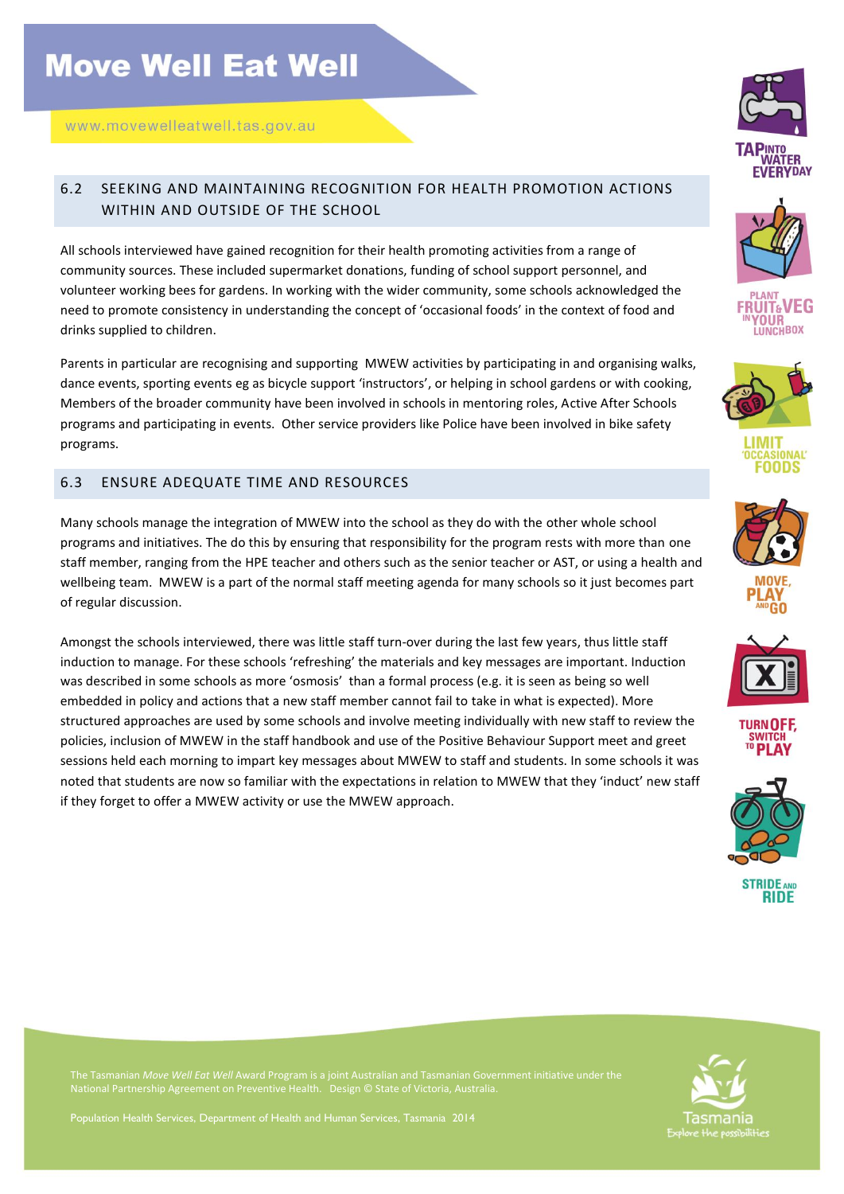## 6.2 SEEKING AND MAINTAINING RECOGNITION FOR HEALTH PROMOTION ACTIONS WITHIN AND OUTSIDE OF THE SCHOOL

All schools interviewed have gained recognition for their health promoting activities from a range of community sources. These included supermarket donations, funding of school support personnel, and volunteer working bees for gardens. In working with the wider community, some schools acknowledged the need to promote consistency in understanding the concept of 'occasional foods' in the context of food and drinks supplied to children.

Parents in particular are recognising and supporting MWEW activities by participating in and organising walks, dance events, sporting events eg as bicycle support 'instructors', or helping in school gardens or with cooking, Members of the broader community have been involved in schools in mentoring roles, Active After Schools programs and participating in events. Other service providers like Police have been involved in bike safety programs.

## 6.3 ENSURE ADEQUATE TIME AND RESOURCES

Many schools manage the integration of MWEW into the school as they do with the other whole school programs and initiatives. The do this by ensuring that responsibility for the program rests with more than one staff member, ranging from the HPE teacher and others such as the senior teacher or AST, or using a health and wellbeing team. MWEW is a part of the normal staff meeting agenda for many schools so it just becomes part of regular discussion.

Amongst the schools interviewed, there was little staff turn-over during the last few years, thus little staff induction to manage. For these schools 'refreshing' the materials and key messages are important. Induction was described in some schools as more 'osmosis' than a formal process (e.g. it is seen as being so well embedded in policy and actions that a new staff member cannot fail to take in what is expected). More structured approaches are used by some schools and involve meeting individually with new staff to review the policies, inclusion of MWEW in the staff handbook and use of the Positive Behaviour Support meet and greet sessions held each morning to impart key messages about MWEW to staff and students. In some schools it was noted that students are now so familiar with the expectations in relation to MWEW that they 'induct' new staff if they forget to offer a MWEW activity or use the MWEW approach.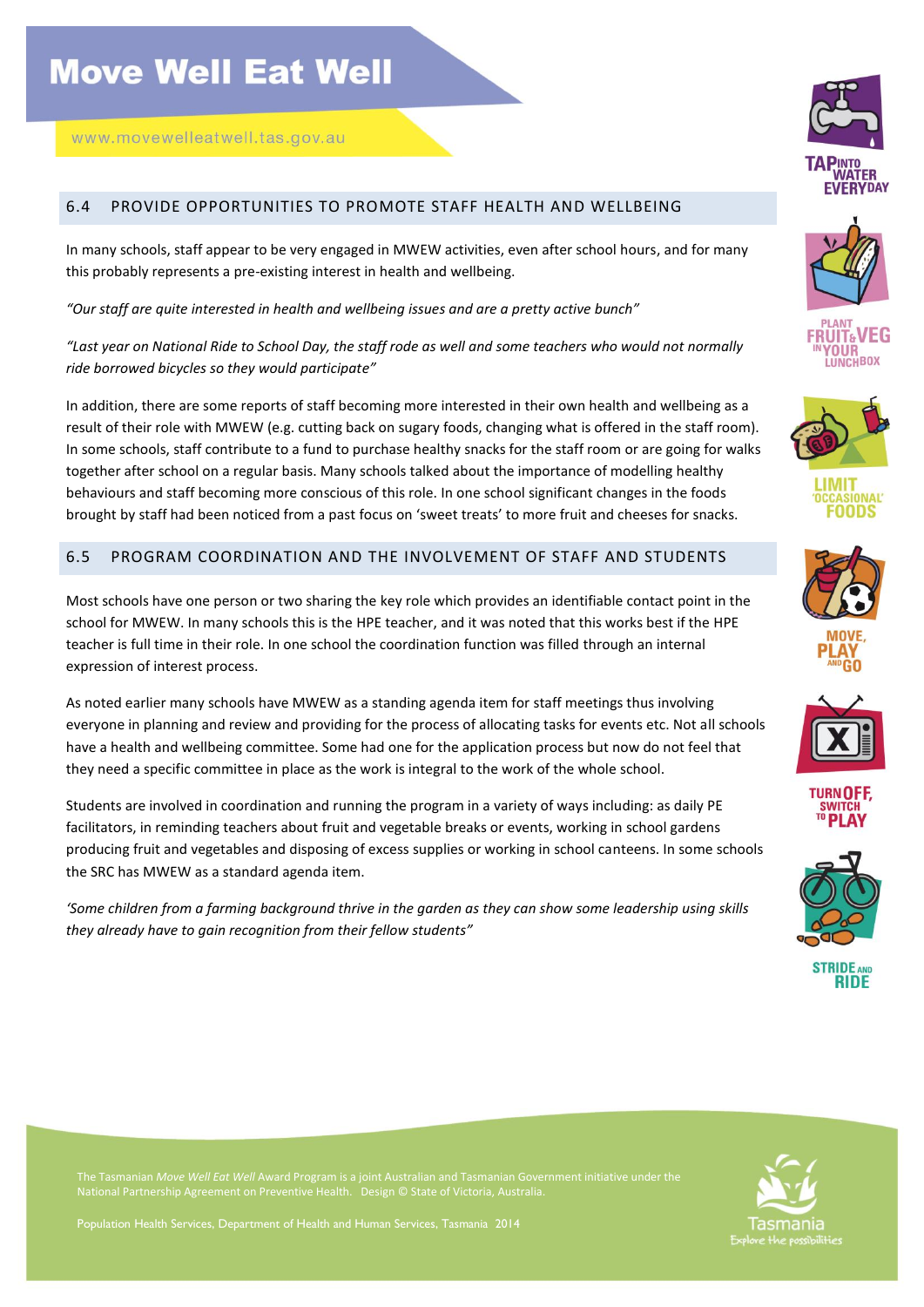## 6.4 PROVIDE OPPORTUNITIES TO PROMOTE STAFF HEALTH AND WELLBEING

In many schools, staff appear to be very engaged in MWEW activities, even after school hours, and for many this probably represents a pre-existing interest in health and wellbeing.

*"Our staff are quite interested in health and wellbeing issues and are a pretty active bunch"*

*"Last year on National Ride to School Day, the staff rode as well and some teachers who would not normally ride borrowed bicycles so they would participate"*

In addition, there are some reports of staff becoming more interested in their own health and wellbeing as a result of their role with MWEW (e.g. cutting back on sugary foods, changing what is offered in the staff room). In some schools, staff contribute to a fund to purchase healthy snacks for the staff room or are going for walks together after school on a regular basis. Many schools talked about the importance of modelling healthy behaviours and staff becoming more conscious of this role. In one school significant changes in the foods brought by staff had been noticed from a past focus on 'sweet treats' to more fruit and cheeses for snacks.

## 6.5 PROGRAM COORDINATION AND THE INVOLVEMENT OF STAFF AND STUDENTS

Most schools have one person or two sharing the key role which provides an identifiable contact point in the school for MWEW. In many schools this is the HPE teacher, and it was noted that this works best if the HPE teacher is full time in their role. In one school the coordination function was filled through an internal expression of interest process.

As noted earlier many schools have MWEW as a standing agenda item for staff meetings thus involving everyone in planning and review and providing for the process of allocating tasks for events etc. Not all schools have a health and wellbeing committee. Some had one for the application process but now do not feel that they need a specific committee in place as the work is integral to the work of the whole school.

Students are involved in coordination and running the program in a variety of ways including: as daily PE facilitators, in reminding teachers about fruit and vegetable breaks or events, working in school gardens producing fruit and vegetables and disposing of excess supplies or working in school canteens. In some schools the SRC has MWEW as a standard agenda item.

*'Some children from a farming background thrive in the garden as they can show some leadership using skills they already have to gain recognition from their fellow students"*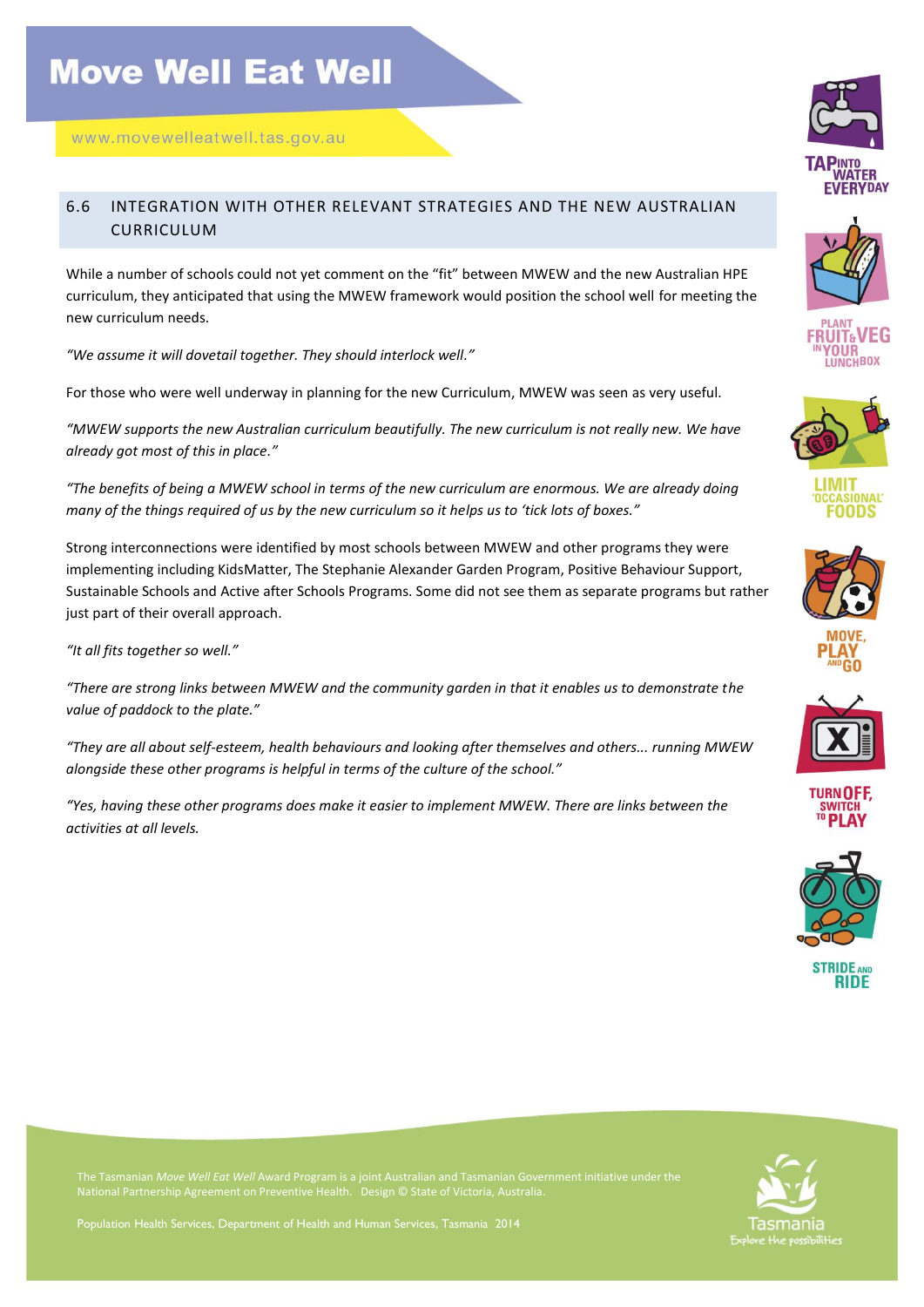## 6.6 INTEGRATION WITH OTHER RELEVANT STRATEGIES AND THE NEW AUSTRALIAN CURRICULUM

While a number of schools could not yet comment on the "fit" between MWEW and the new Australian HPE curriculum, they anticipated that using the MWEW framework would position the school well for meeting the new curriculum needs.

*"We assume it will dovetail together. They should interlock well."*

For those who were well underway in planning for the new Curriculum, MWEW was seen as very useful.

*"MWEW supports the new Australian curriculum beautifully. The new curriculum is not really new. We have already got most of this in place."*

*"The benefits of being a MWEW school in terms of the new curriculum are enormous. We are already doing many of the things required of us by the new curriculum so it helps us to 'tick lots of boxes."*

Strong interconnections were identified by most schools between MWEW and other programs they were implementing including KidsMatter, The Stephanie Alexander Garden Program, Positive Behaviour Support, Sustainable Schools and Active after Schools Programs. Some did not see them as separate programs but rather just part of their overall approach.

*"It all fits together so well."*

*"There are strong links between MWEW and the community garden in that it enables us to demonstrate the value of paddock to the plate."*

*"They are all about self-esteem, health behaviours and looking after themselves and others... running MWEW alongside these other programs is helpful in terms of the culture of the school."*

*"Yes, having these other programs does make it easier to implement MWEW. There are links between the activities at all levels.*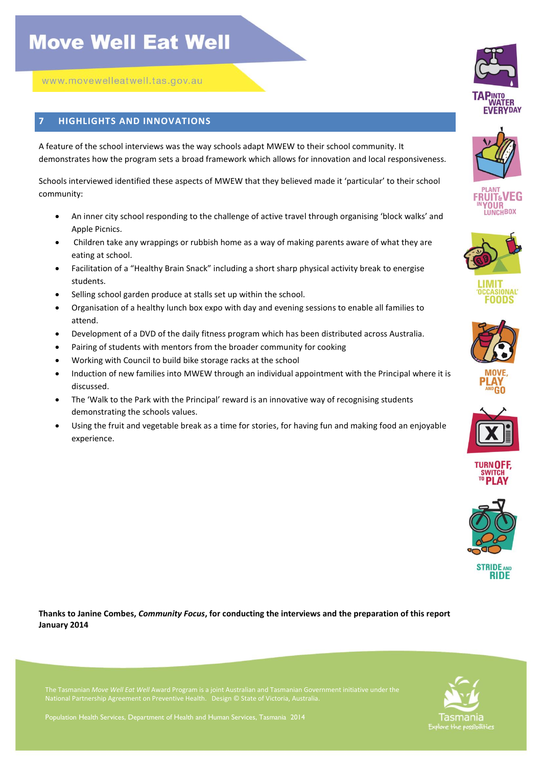## 7 HIGHLIGHTS AND INNOVATIONS

A feature of the school interviews was the way schools adapt MWEW to their school community. It demonstrates how the program sets a broad framework which allows for innovation and local responsiveness.

Schools interviewed identified these aspects of MWEW that they believed made it 'particular' to their school community:

- An inner city school responding to the challenge of active travel through organising 'block walks' and Apple Picnics.
- Children take any wrappings or rubbish home as a way of making parents aware of what they are eating at school.
- Facilitation of a "Healthy Brain Snack" including a short sharp physical activity break to energise students.
- Selling school garden produce at stalls set up within the school.
- Organisation of a healthy lunch box expo with day and evening sessions to enable all families to attend.
- Development of a DVD of the daily fitness program which has been distributed across Australia.
- Pairing of students with mentors from the broader community for cooking
- Working with Council to build bike storage racks at the school
- Induction of new families into MWEW through an individual appointment with the Principal where it is discussed.
- The 'Walk to the Park with the Principal' reward is an innovative way of recognising students demonstrating the schools values.
- Using the fruit and vegetable break as a time for stories, for having fun and making food an enjoyable experience.

**Thanks to Janine Combes, *Community Focus*, for conducting the interviews and the preparation of this report January 2014**

The Tasmanian *Move Well Eat Well* Award Program is a joint Australian and Tasmanian Government initiative under the National Partnership Agreement on Preventive Health. Design © State of Victoria, Australia.

Population Health Services, Department of Health and Human Services, Tasmania 2014